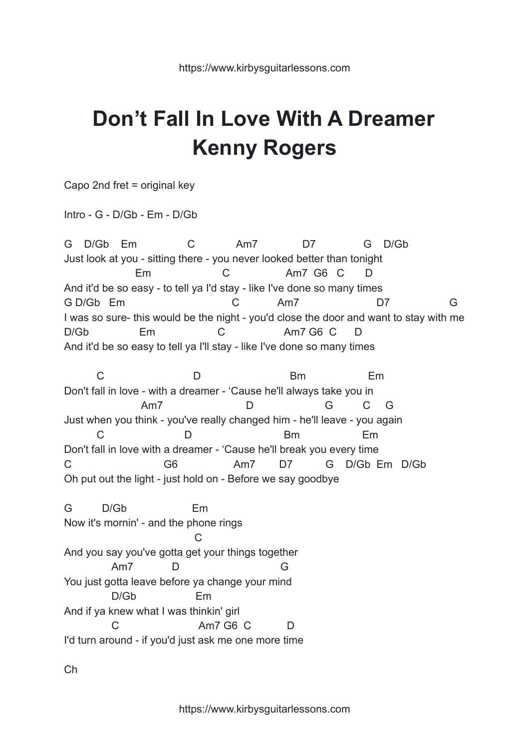# Don’t Fall In Love With A Dreamer
# Kenny Rogers

Capo 2nd fret = original key

Intro - G - D/Gb - Em - D/Gb

```
G    D/Gb    Em              C             Am7              D7               G    D/Gb
Just look at you - sitting there - you never looked better than tonight
                  Em                     C                  Am7  G6   C       D
And it'd be so easy - to tell ya I'd stay - like I've done so many times
G D/Gb   Em                              C            Am7                        D7                   G
I was so sure- this would be the night - you'd close the door and want to stay with me
D/Gb               Em                  C                  Am7 G6  C      D
And it'd be so easy to tell ya I'll stay - like I've done so many times

        C                          D                          Bm                 Em
Don't fall in love - with a dreamer - ‘Cause he'll always take you in
                  Am7                        D                     G         C     G
Just when you think - you've really changed him - he'll leave - you again
        C                      D                          Bm                Em
Don't fall in love with a dreamer - ‘Cause he'll break you every time
C                          G6                Am7       D7          G    D/Gb  Em   D/Gb
Oh put out the light - just hold on - Before we say goodbye

G         D/Gb                 Em
Now it's mornin' - and the phone rings
                                       C
And you say you've gotta get your things together
             Am7            D                              G
You just gotta leave before ya change your mind
             D/Gb                 Em
And if ya knew what I was thinkin' girl
             C                          Am7 G6  C           D
I'd turn around - if you'd just ask me one more time

Ch
```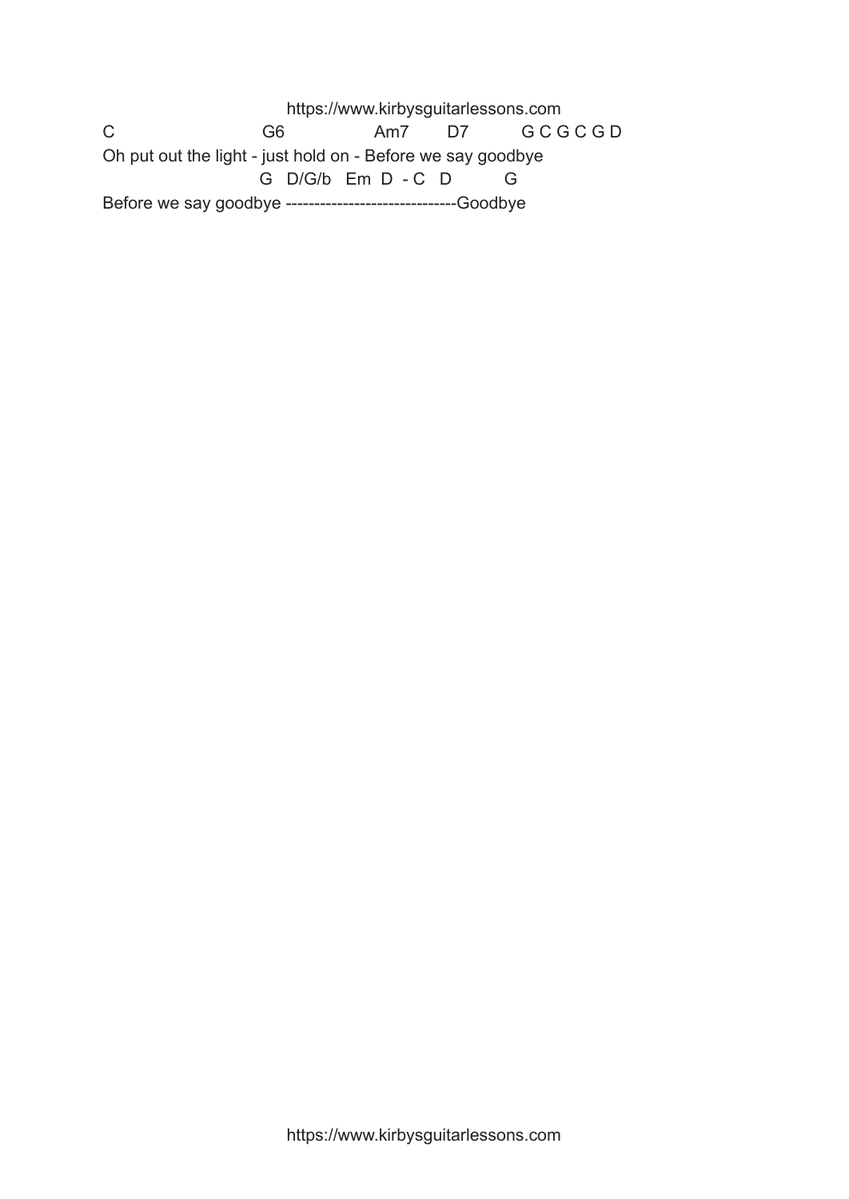```
C                        G6                Am7      D7         G C G C G D
Oh put out the light - just hold on - Before we say goodbye
                         G   D/G/b   Em  D  - C   D          G
Before we say goodbye ------------------------------Goodbye
```